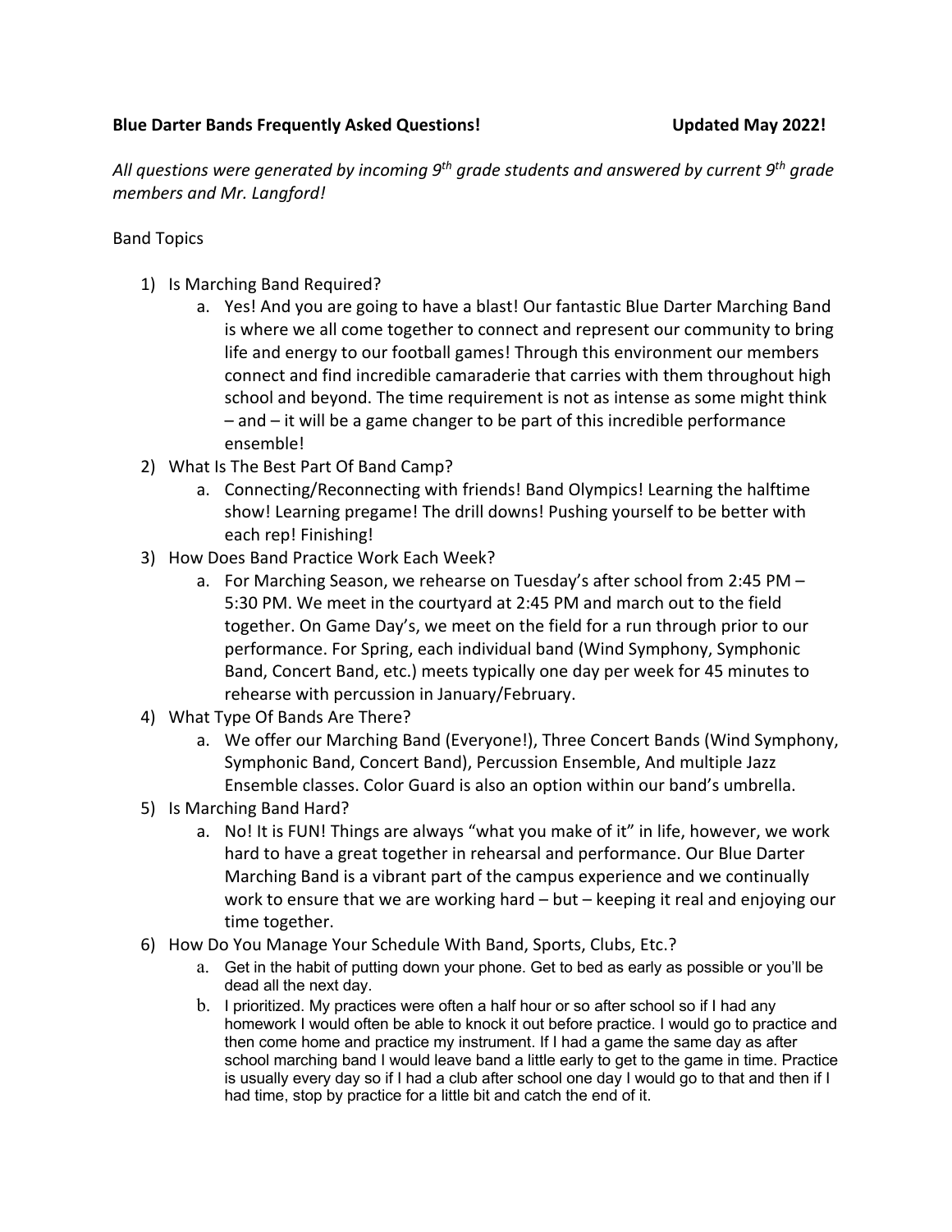**Blue Darter Bands Frequently Asked Questions!** **Updated May 2022!**

*All questions were generated by incoming 9th grade students and answered by current 9th grade members and Mr. Langford!*

Band Topics

1) Is Marching Band Required?
   a. Yes! And you are going to have a blast! Our fantastic Blue Darter Marching Band is where we all come together to connect and represent our community to bring life and energy to our football games! Through this environment our members connect and find incredible camaraderie that carries with them throughout high school and beyond. The time requirement is not as intense as some might think – and – it will be a game changer to be part of this incredible performance ensemble!
2) What Is The Best Part Of Band Camp?
   a. Connecting/Reconnecting with friends! Band Olympics! Learning the halftime show! Learning pregame! The drill downs! Pushing yourself to be better with each rep! Finishing!
3) How Does Band Practice Work Each Week?
   a. For Marching Season, we rehearse on Tuesday's after school from 2:45 PM – 5:30 PM. We meet in the courtyard at 2:45 PM and march out to the field together. On Game Day's, we meet on the field for a run through prior to our performance. For Spring, each individual band (Wind Symphony, Symphonic Band, Concert Band, etc.) meets typically one day per week for 45 minutes to rehearse with percussion in January/February.
4) What Type Of Bands Are There?
   a. We offer our Marching Band (Everyone!), Three Concert Bands (Wind Symphony, Symphonic Band, Concert Band), Percussion Ensemble, And multiple Jazz Ensemble classes. Color Guard is also an option within our band's umbrella.
5) Is Marching Band Hard?
   a. No! It is FUN! Things are always "what you make of it" in life, however, we work hard to have a great together in rehearsal and performance. Our Blue Darter Marching Band is a vibrant part of the campus experience and we continually work to ensure that we are working hard – but – keeping it real and enjoying our time together.
6) How Do You Manage Your Schedule With Band, Sports, Clubs, Etc.?
   a. Get in the habit of putting down your phone. Get to bed as early as possible or you'll be dead all the next day.
   b. I prioritized. My practices were often a half hour or so after school so if I had any homework I would often be able to knock it out before practice. I would go to practice and then come home and practice my instrument. If I had a game the same day as after school marching band I would leave band a little early to get to the game in time. Practice is usually every day so if I had a club after school one day I would go to that and then if I had time, stop by practice for a little bit and catch the end of it.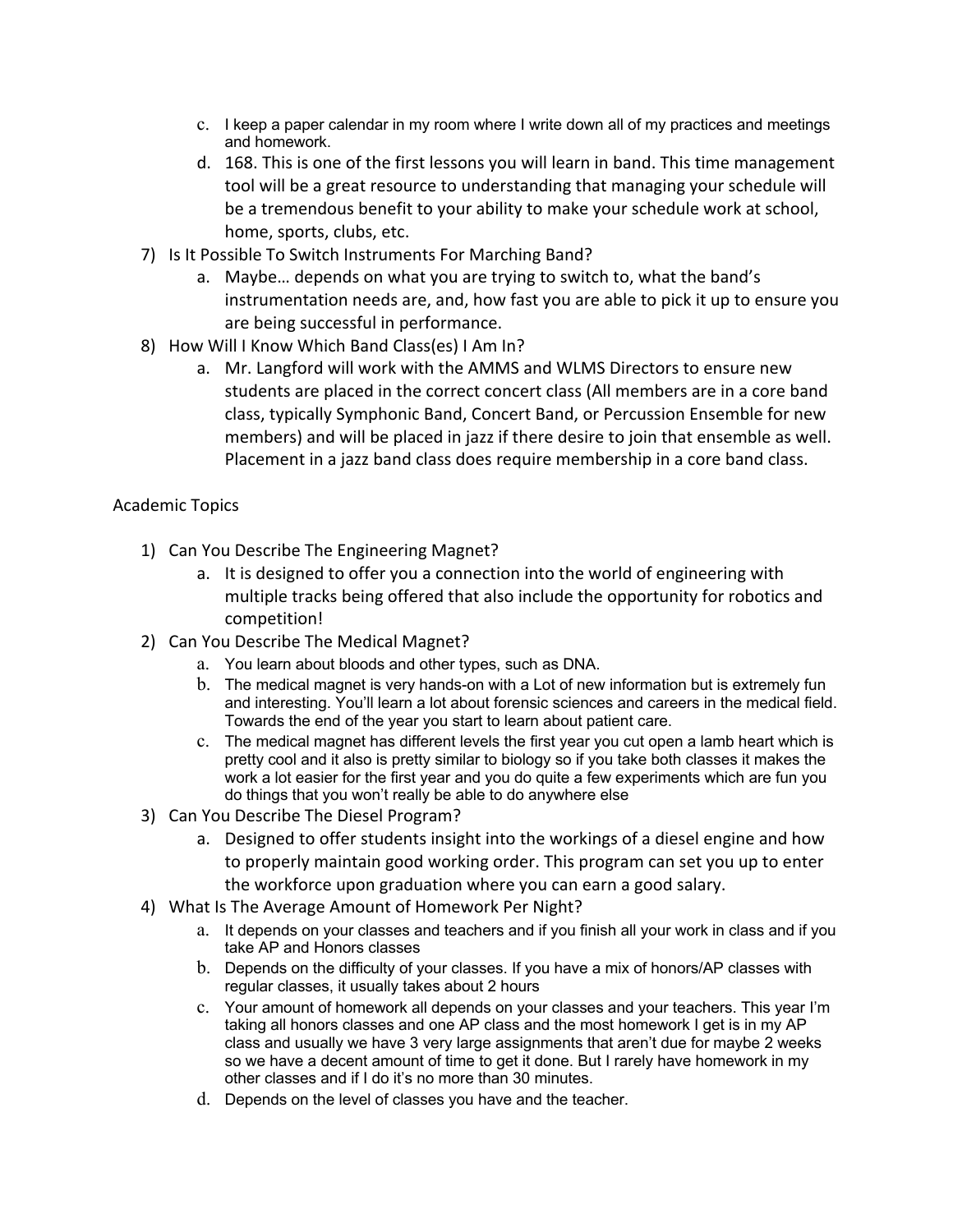c. I keep a paper calendar in my room where I write down all of my practices and meetings and homework.
   d. 168. This is one of the first lessons you will learn in band. This time management tool will be a great resource to understanding that managing your schedule will be a tremendous benefit to your ability to make your schedule work at school, home, sports, clubs, etc.

7) Is It Possible To Switch Instruments For Marching Band?
   a. Maybe… depends on what you are trying to switch to, what the band's instrumentation needs are, and, how fast you are able to pick it up to ensure you are being successful in performance.

8) How Will I Know Which Band Class(es) I Am In?
   a. Mr. Langford will work with the AMMS and WLMS Directors to ensure new students are placed in the correct concert class (All members are in a core band class, typically Symphonic Band, Concert Band, or Percussion Ensemble for new members) and will be placed in jazz if there desire to join that ensemble as well. Placement in a jazz band class does require membership in a core band class.

Academic Topics

1) Can You Describe The Engineering Magnet?
   a. It is designed to offer you a connection into the world of engineering with multiple tracks being offered that also include the opportunity for robotics and competition!

2) Can You Describe The Medical Magnet?
   a. You learn about bloods and other types, such as DNA.
   b. The medical magnet is very hands-on with a Lot of new information but is extremely fun and interesting. You'll learn a lot about forensic sciences and careers in the medical field. Towards the end of the year you start to learn about patient care.
   c. The medical magnet has different levels the first year you cut open a lamb heart which is pretty cool and it also is pretty similar to biology so if you take both classes it makes the work a lot easier for the first year and you do quite a few experiments which are fun you do things that you won't really be able to do anywhere else

3) Can You Describe The Diesel Program?
   a. Designed to offer students insight into the workings of a diesel engine and how to properly maintain good working order. This program can set you up to enter the workforce upon graduation where you can earn a good salary.

4) What Is The Average Amount of Homework Per Night?
   a. It depends on your classes and teachers and if you finish all your work in class and if you take AP and Honors classes
   b. Depends on the difficulty of your classes. If you have a mix of honors/AP classes with regular classes, it usually takes about 2 hours
   c. Your amount of homework all depends on your classes and your teachers. This year I'm taking all honors classes and one AP class and the most homework I get is in my AP class and usually we have 3 very large assignments that aren't due for maybe 2 weeks so we have a decent amount of time to get it done. But I rarely have homework in my other classes and if I do it's no more than 30 minutes.
   d. Depends on the level of classes you have and the teacher.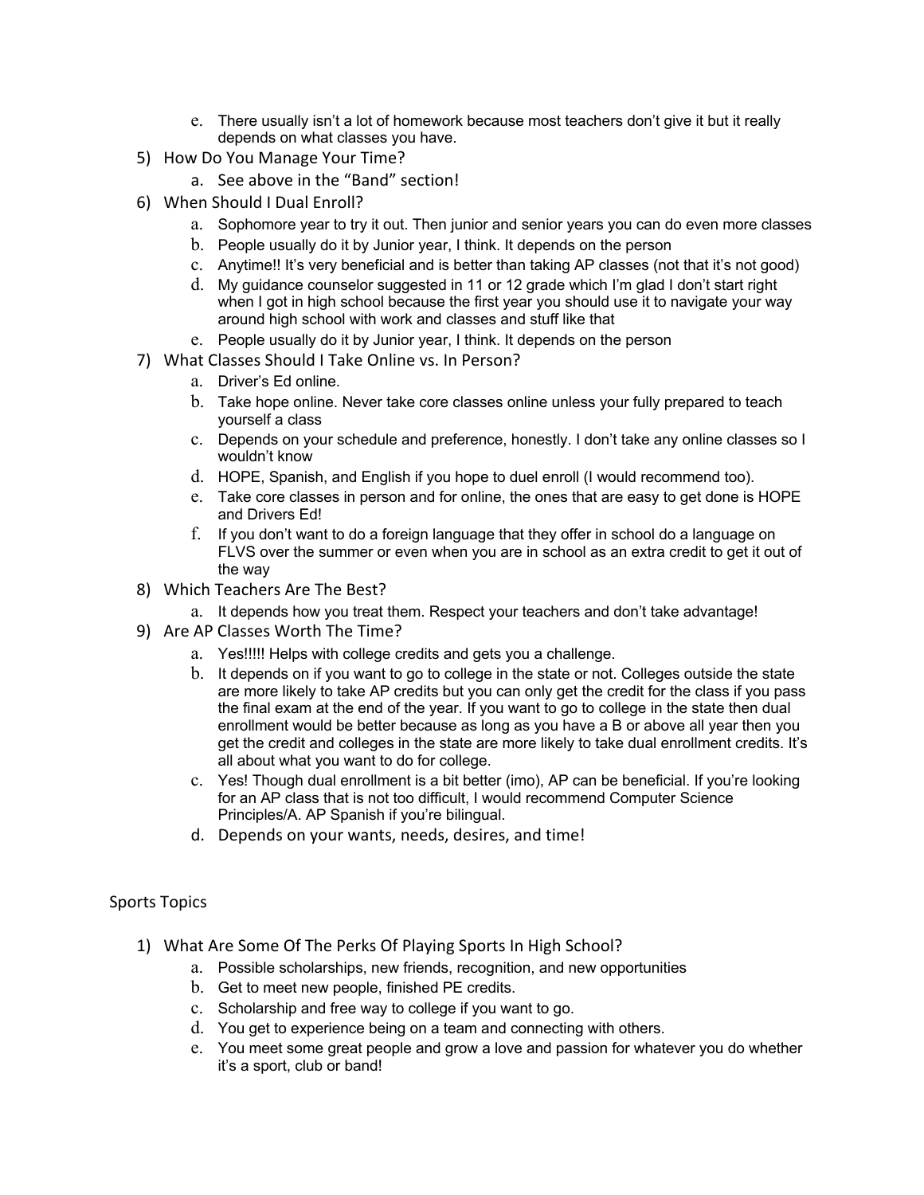e. There usually isn't a lot of homework because most teachers don't give it but it really depends on what classes you have.

5) How Do You Manage Your Time?
   a. See above in the "Band" section!
6) When Should I Dual Enroll?
   a. Sophomore year to try it out. Then junior and senior years you can do even more classes
   b. People usually do it by Junior year, I think. It depends on the person
   c. Anytime!! It's very beneficial and is better than taking AP classes (not that it's not good)
   d. My guidance counselor suggested in 11 or 12 grade which I'm glad I don't start right when I got in high school because the first year you should use it to navigate your way around high school with work and classes and stuff like that
   e. People usually do it by Junior year, I think. It depends on the person
7) What Classes Should I Take Online vs. In Person?
   a. Driver's Ed online.
   b. Take hope online. Never take core classes online unless your fully prepared to teach yourself a class
   c. Depends on your schedule and preference, honestly. I don't take any online classes so I wouldn't know
   d. HOPE, Spanish, and English if you hope to duel enroll (I would recommend too).
   e. Take core classes in person and for online, the ones that are easy to get done is HOPE and Drivers Ed!
   f. If you don't want to do a foreign language that they offer in school do a language on FLVS over the summer or even when you are in school as an extra credit to get it out of the way
8) Which Teachers Are The Best?
   a. It depends how you treat them. Respect your teachers and don't take advantage!
9) Are AP Classes Worth The Time?
   a. Yes!!!!! Helps with college credits and gets you a challenge.
   b. It depends on if you want to go to college in the state or not. Colleges outside the state are more likely to take AP credits but you can only get the credit for the class if you pass the final exam at the end of the year. If you want to go to college in the state then dual enrollment would be better because as long as you have a B or above all year then you get the credit and colleges in the state are more likely to take dual enrollment credits. It's all about what you want to do for college.
   c. Yes! Though dual enrollment is a bit better (imo), AP can be beneficial. If you're looking for an AP class that is not too difficult, I would recommend Computer Science Principles/A. AP Spanish if you're bilingual.
   d. Depends on your wants, needs, desires, and time!

## Sports Topics

1) What Are Some Of The Perks Of Playing Sports In High School?
   a. Possible scholarships, new friends, recognition, and new opportunities
   b. Get to meet new people, finished PE credits.
   c. Scholarship and free way to college if you want to go.
   d. You get to experience being on a team and connecting with others.
   e. You meet some great people and grow a love and passion for whatever you do whether it's a sport, club or band!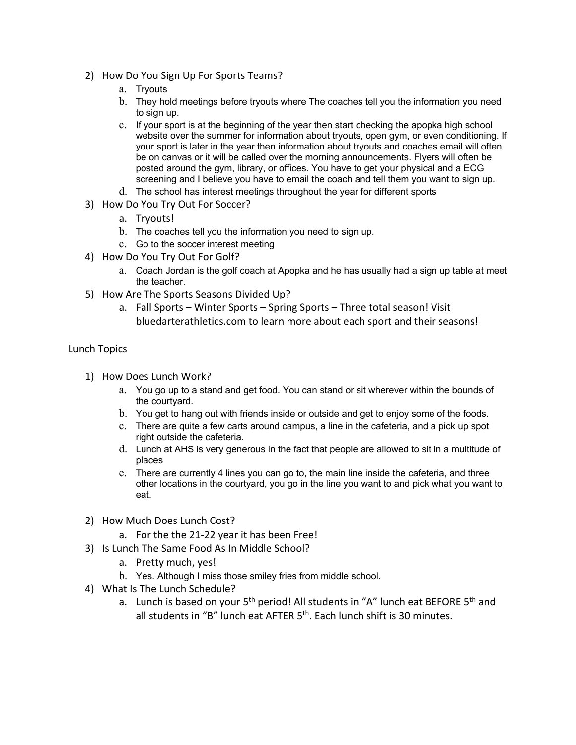2) How Do You Sign Up For Sports Teams?
    a. Tryouts
    b. They hold meetings before tryouts where The coaches tell you the information you need to sign up.
    c. If your sport is at the beginning of the year then start checking the apopka high school website over the summer for information about tryouts, open gym, or even conditioning. If your sport is later in the year then information about tryouts and coaches email will often be on canvas or it will be called over the morning announcements. Flyers will often be posted around the gym, library, or offices. You have to get your physical and a ECG screening and I believe you have to email the coach and tell them you want to sign up.
    d. The school has interest meetings throughout the year for different sports
3) How Do You Try Out For Soccer?
    a. Tryouts!
    b. The coaches tell you the information you need to sign up.
    c. Go to the soccer interest meeting
4) How Do You Try Out For Golf?
    a. Coach Jordan is the golf coach at Apopka and he has usually had a sign up table at meet the teacher.
5) How Are The Sports Seasons Divided Up?
    a. Fall Sports – Winter Sports – Spring Sports – Three total season! Visit bluedarterathletics.com to learn more about each sport and their seasons!

Lunch Topics

1) How Does Lunch Work?
    a. You go up to a stand and get food. You can stand or sit wherever within the bounds of the courtyard.
    b. You get to hang out with friends inside or outside and get to enjoy some of the foods.
    c. There are quite a few carts around campus, a line in the cafeteria, and a pick up spot right outside the cafeteria.
    d. Lunch at AHS is very generous in the fact that people are allowed to sit in a multitude of places
    e. There are currently 4 lines you can go to, the main line inside the cafeteria, and three other locations in the courtyard, you go in the line you want to and pick what you want to eat.

2) How Much Does Lunch Cost?
    a. For the the 21-22 year it has been Free!
3) Is Lunch The Same Food As In Middle School?
    a. Pretty much, yes!
    b. Yes. Although I miss those smiley fries from middle school.
4) What Is The Lunch Schedule?
    a. Lunch is based on your 5th period! All students in "A" lunch eat BEFORE 5th and all students in "B" lunch eat AFTER 5th. Each lunch shift is 30 minutes.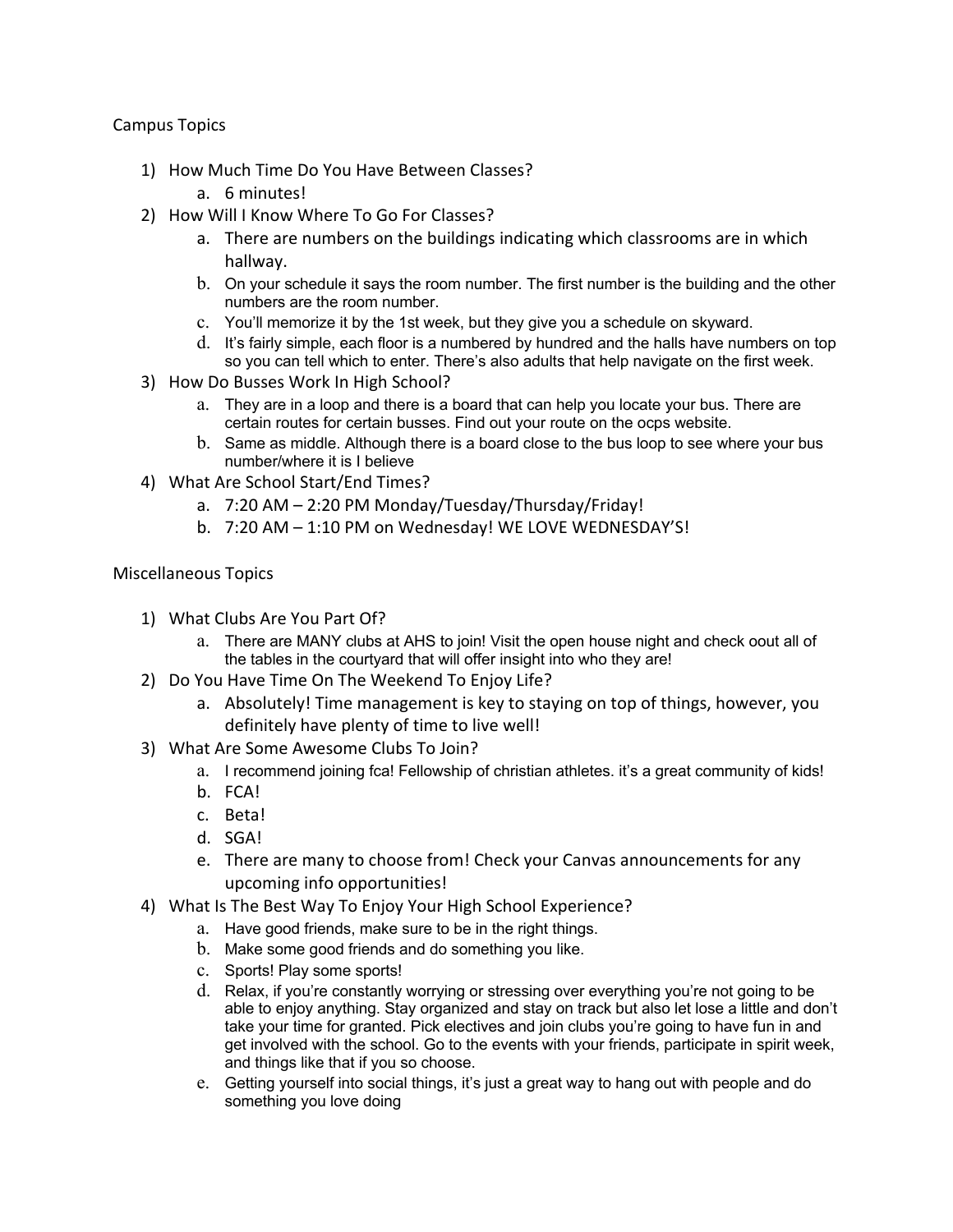Campus Topics

1) How Much Time Do You Have Between Classes?
    a. 6 minutes!
2) How Will I Know Where To Go For Classes?
    a. There are numbers on the buildings indicating which classrooms are in which hallway.
    b. On your schedule it says the room number. The first number is the building and the other numbers are the room number.
    c. You'll memorize it by the 1st week, but they give you a schedule on skyward.
    d. It's fairly simple, each floor is a numbered by hundred and the halls have numbers on top so you can tell which to enter. There's also adults that help navigate on the first week.
3) How Do Busses Work In High School?
    a. They are in a loop and there is a board that can help you locate your bus. There are certain routes for certain busses. Find out your route on the ocps website.
    b. Same as middle. Although there is a board close to the bus loop to see where your bus number/where it is I believe
4) What Are School Start/End Times?
    a. 7:20 AM – 2:20 PM Monday/Tuesday/Thursday/Friday!
    b. 7:20 AM – 1:10 PM on Wednesday! WE LOVE WEDNESDAY'S!

Miscellaneous Topics

1) What Clubs Are You Part Of?
    a. There are MANY clubs at AHS to join! Visit the open house night and check oout all of the tables in the courtyard that will offer insight into who they are!
2) Do You Have Time On The Weekend To Enjoy Life?
    a. Absolutely! Time management is key to staying on top of things, however, you definitely have plenty of time to live well!
3) What Are Some Awesome Clubs To Join?
    a. I recommend joining fca! Fellowship of christian athletes. it's a great community of kids!
    b. FCA!
    c. Beta!
    d. SGA!
    e. There are many to choose from! Check your Canvas announcements for any upcoming info opportunities!
4) What Is The Best Way To Enjoy Your High School Experience?
    a. Have good friends, make sure to be in the right things.
    b. Make some good friends and do something you like.
    c. Sports! Play some sports!
    d. Relax, if you're constantly worrying or stressing over everything you're not going to be able to enjoy anything. Stay organized and stay on track but also let lose a little and don't take your time for granted. Pick electives and join clubs you're going to have fun in and get involved with the school. Go to the events with your friends, participate in spirit week, and things like that if you so choose.
    e. Getting yourself into social things, it's just a great way to hang out with people and do something you love doing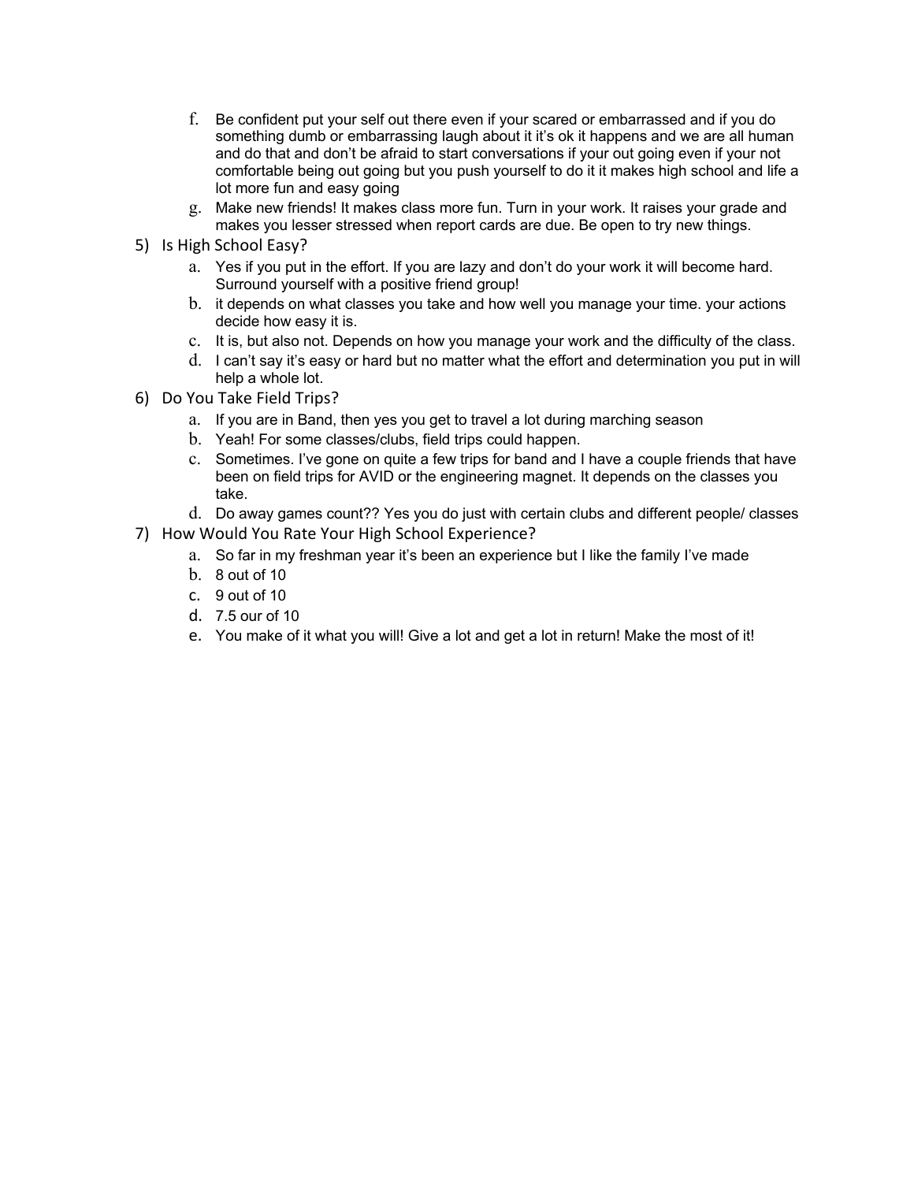f. Be confident put your self out there even if your scared or embarrassed and if you do something dumb or embarrassing laugh about it it's ok it happens and we are all human and do that and don't be afraid to start conversations if your out going even if your not comfortable being out going but you push yourself to do it it makes high school and life a lot more fun and easy going

g. Make new friends! It makes class more fun. Turn in your work. It raises your grade and makes you lesser stressed when report cards are due. Be open to try new things.

5) Is High School Easy?

   a. Yes if you put in the effort. If you are lazy and don't do your work it will become hard. Surround yourself with a positive friend group!
   b. it depends on what classes you take and how well you manage your time. your actions decide how easy it is.
   c. It is, but also not. Depends on how you manage your work and the difficulty of the class.
   d. I can't say it's easy or hard but no matter what the effort and determination you put in will help a whole lot.

6) Do You Take Field Trips?

   a. If you are in Band, then yes you get to travel a lot during marching season
   b. Yeah! For some classes/clubs, field trips could happen.
   c. Sometimes. I've gone on quite a few trips for band and I have a couple friends that have been on field trips for AVID or the engineering magnet. It depends on the classes you take.
   d. Do away games count?? Yes you do just with certain clubs and different people/ classes

7) How Would You Rate Your High School Experience?

   a. So far in my freshman year it's been an experience but I like the family I've made
   b. 8 out of 10
   c. 9 out of 10
   d. 7.5 our of 10
   e. You make of it what you will! Give a lot and get a lot in return! Make the most of it!